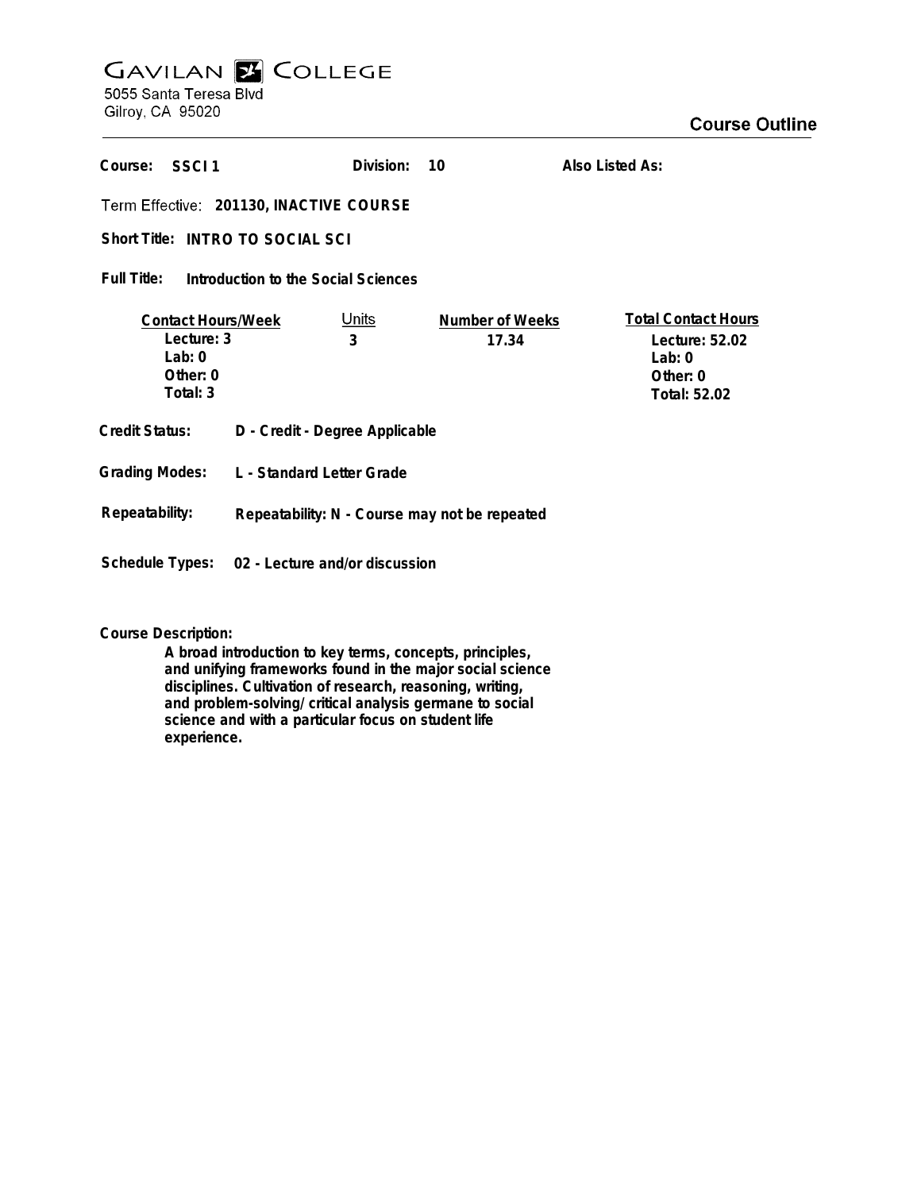# Gavilan College

5055 Santa Teresa Blvd
Gilroy, CA 95020

## Course Outline

**Course:** SSCI 1 **Division:** 10 **Also Listed As:**

**Term Effective:** 201130, INACTIVE COURSE

**Short Title:** INTRO TO SOCIAL SCI

**Full Title:** Introduction to the Social Sciences

| Contact Hours/Week | Units | Number of Weeks | Total Contact Hours |
|---|---|---|---|
| Lecture: 3 | 3 | 17.34 | Lecture: 52.02 |
| Lab: 0 | | | Lab: 0 |
| Other: 0 | | | Other: 0 |
| Total: 3 | | | Total: 52.02 |

**Credit Status:** D - Credit - Degree Applicable

**Grading Modes:** L - Standard Letter Grade

**Repeatability:** Repeatability: N - Course may not be repeated

**Schedule Types:** 02 - Lecture and/or discussion

**Course Description:**

A broad introduction to key terms, concepts, principles, and unifying frameworks found in the major social science disciplines. Cultivation of research, reasoning, writing, and problem-solving/ critical analysis germane to social science and with a particular focus on student life experience.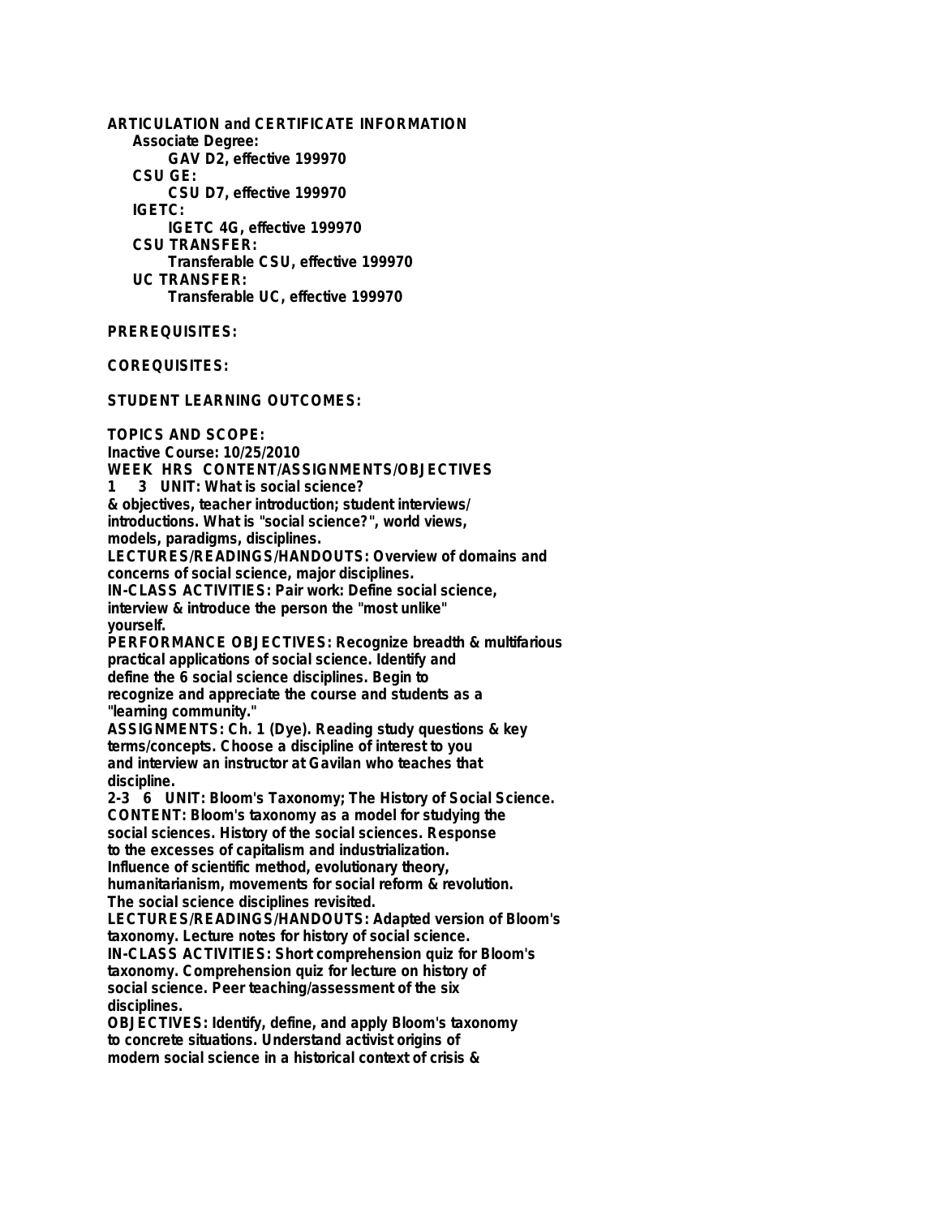**ARTICULATION and CERTIFICATE INFORMATION**

**Associate Degree:**

GAV D2, effective 199970

**CSU GE:**

CSU D7, effective 199970

**IGETC:**

IGETC 4G, effective 199970

**CSU TRANSFER:**

Transferable CSU, effective 199970

**UC TRANSFER:**

Transferable UC, effective 199970

**PREREQUISITES:**

**COREQUISITES:**

**STUDENT LEARNING OUTCOMES:**

**TOPICS AND SCOPE:**

Inactive Course: 10/25/2010

WEEK HRS CONTENT/ASSIGNMENTS/OBJECTIVES

1 3 UNIT: What is social science?
& objectives, teacher introduction; student interviews/
introductions. What is "social science?", world views,
models, paradigms, disciplines.
LECTURES/READINGS/HANDOUTS: Overview of domains and
concerns of social science, major disciplines.
IN-CLASS ACTIVITIES: Pair work: Define social science,
interview & introduce the person the "most unlike"
yourself.
PERFORMANCE OBJECTIVES: Recognize breadth & multifarious
practical applications of social science. Identify and
define the 6 social science disciplines. Begin to
recognize and appreciate the course and students as a
"learning community."
ASSIGNMENTS: Ch. 1 (Dye). Reading study questions & key
terms/concepts. Choose a discipline of interest to you
and interview an instructor at Gavilan who teaches that
discipline.

2-3 6 UNIT: Bloom's Taxonomy; The History of Social Science.
CONTENT: Bloom's taxonomy as a model for studying the
social sciences. History of the social sciences. Response
to the excesses of capitalism and industrialization.
Influence of scientific method, evolutionary theory,
humanitarianism, movements for social reform & revolution.
The social science disciplines revisited.
LECTURES/READINGS/HANDOUTS: Adapted version of Bloom's
taxonomy. Lecture notes for history of social science.
IN-CLASS ACTIVITIES: Short comprehension quiz for Bloom's
taxonomy. Comprehension quiz for lecture on history of
social science. Peer teaching/assessment of the six
disciplines.
OBJECTIVES: Identify, define, and apply Bloom's taxonomy
to concrete situations. Understand activist origins of
modern social science in a historical context of crisis &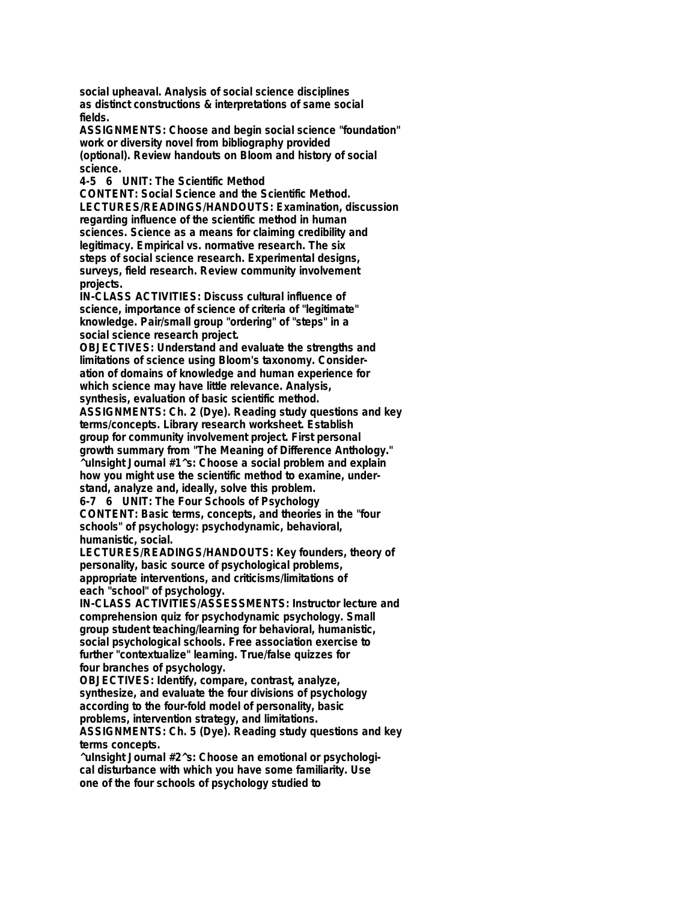social upheaval. Analysis of social science disciplines as distinct constructions & interpretations of same social fields.

**ASSIGNMENTS:** Choose and begin social science "foundation" work or diversity novel from bibliography provided (optional). Review handouts on Bloom and history of social science.

**4-5 6 UNIT: The Scientific Method**

**CONTENT:** Social Science and the Scientific Method.

**LECTURES/READINGS/HANDOUTS:** Examination, discussion regarding influence of the scientific method in human sciences. Science as a means for claiming credibility and legitimacy. Empirical vs. normative research. The six steps of social science research. Experimental designs, surveys, field research. Review community involvement projects.

**IN-CLASS ACTIVITIES:** Discuss cultural influence of science, importance of science of criteria of "legitimate" knowledge. Pair/small group "ordering" of "steps" in a social science research project.

**OBJECTIVES:** Understand and evaluate the strengths and limitations of science using Bloom's taxonomy. Consideration of domains of knowledge and human experience for which science may have little relevance. Analysis, synthesis, evaluation of basic scientific method.

**ASSIGNMENTS:** Ch. 2 (Dye). Reading study questions and key terms/concepts. Library research worksheet. Establish group for community involvement project. First personal growth summary from "The Meaning of Difference Anthology."

^uInsight Journal #1^s: Choose a social problem and explain how you might use the scientific method to examine, understand, analyze and, ideally, solve this problem.

**6-7 6 UNIT: The Four Schools of Psychology**

**CONTENT:** Basic terms, concepts, and theories in the "four schools" of psychology: psychodynamic, behavioral, humanistic, social.

**LECTURES/READINGS/HANDOUTS:** Key founders, theory of personality, basic source of psychological problems, appropriate interventions, and criticisms/limitations of each "school" of psychology.

**IN-CLASS ACTIVITIES/ASSESSMENTS:** Instructor lecture and comprehension quiz for psychodynamic psychology. Small group student teaching/learning for behavioral, humanistic, social psychological schools. Free association exercise to further "contextualize" learning. True/false quizzes for four branches of psychology.

**OBJECTIVES:** Identify, compare, contrast, analyze, synthesize, and evaluate the four divisions of psychology according to the four-fold model of personality, basic problems, intervention strategy, and limitations.

**ASSIGNMENTS:** Ch. 5 (Dye). Reading study questions and key terms concepts.

^uInsight Journal #2^s: Choose an emotional or psychological disturbance with which you have some familiarity. Use one of the four schools of psychology studied to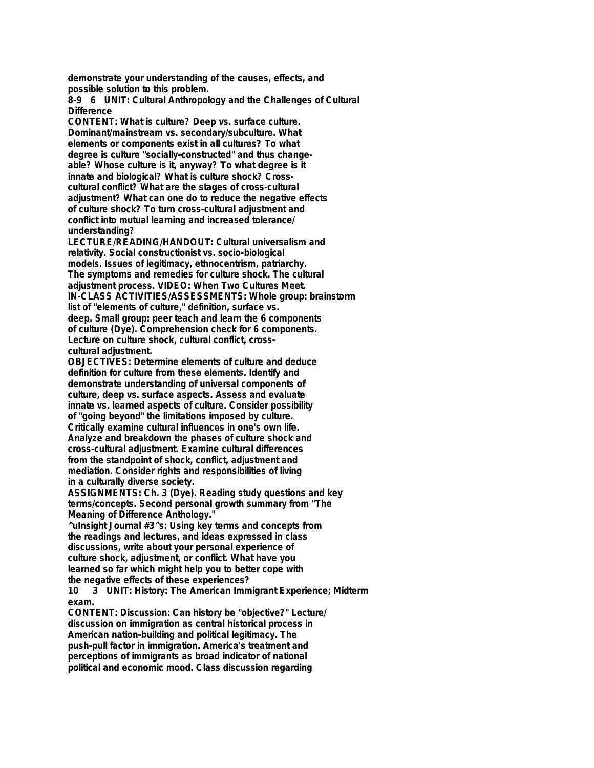**demonstrate your understanding of the causes, effects, and possible solution to this problem.**

**8-9 6 UNIT: Cultural Anthropology and the Challenges of Cultural Difference**

**CONTENT: What is culture? Deep vs. surface culture. Dominant/mainstream vs. secondary/subculture. What elements or components exist in all cultures? To what degree is culture "socially-constructed" and thus change-able? Whose culture is it, anyway? To what degree is it innate and biological? What is culture shock? Cross-cultural conflict? What are the stages of cross-cultural adjustment? What can one do to reduce the negative effects of culture shock? To turn cross-cultural adjustment and conflict into mutual learning and increased tolerance/ understanding?**

**LECTURE/READING/HANDOUT: Cultural universalism and relativity. Social constructionist vs. socio-biological models. Issues of legitimacy, ethnocentrism, patriarchy. The symptoms and remedies for culture shock. The cultural adjustment process. VIDEO: When Two Cultures Meet.**

**IN-CLASS ACTIVITIES/ASSESSMENTS: Whole group: brainstorm list of "elements of culture," definition, surface vs. deep. Small group: peer teach and learn the 6 components of culture (Dye). Comprehension check for 6 components. Lecture on culture shock, cultural conflict, cross-cultural adjustment.**

**OBJECTIVES: Determine elements of culture and deduce definition for culture from these elements. Identify and demonstrate understanding of universal components of culture, deep vs. surface aspects. Assess and evaluate innate vs. learned aspects of culture. Consider possibility of "going beyond" the limitations imposed by culture. Critically examine cultural influences in one's own life. Analyze and breakdown the phases of culture shock and cross-cultural adjustment. Examine cultural differences from the standpoint of shock, conflict, adjustment and mediation. Consider rights and responsibilities of living in a culturally diverse society.**

**ASSIGNMENTS: Ch. 3 (Dye). Reading study questions and key terms/concepts. Second personal growth summary from "The Meaning of Difference Anthology."**

**^uInsight Journal #3^s: Using key terms and concepts from the readings and lectures, and ideas expressed in class discussions, write about your personal experience of culture shock, adjustment, or conflict. What have you learned so far which might help you to better cope with the negative effects of these experiences?**

**10 3 UNIT: History: The American Immigrant Experience; Midterm exam.**

**CONTENT: Discussion: Can history be "objective?" Lecture/ discussion on immigration as central historical process in American nation-building and political legitimacy. The push-pull factor in immigration. America's treatment and perceptions of immigrants as broad indicator of national political and economic mood. Class discussion regarding**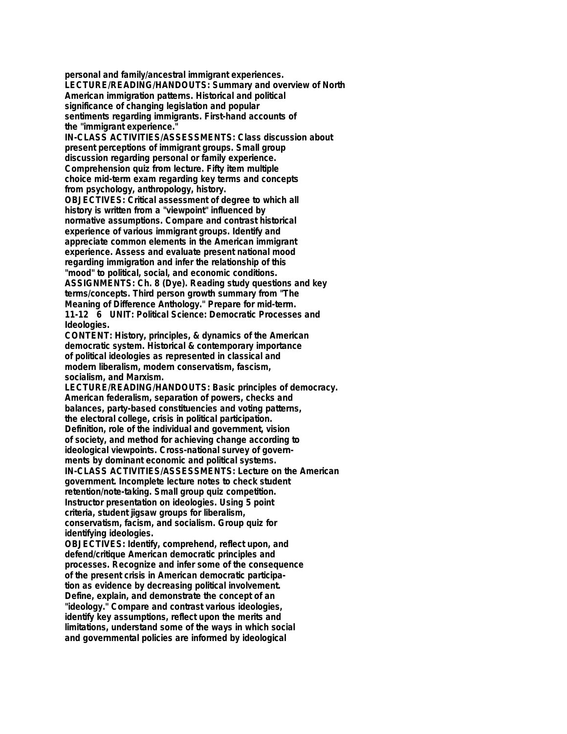personal and family/ancestral immigrant experiences.
**LECTURE/READING/HANDOUTS:** Summary and overview of North American immigration patterns. Historical and political significance of changing legislation and popular sentiments regarding immigrants. First-hand accounts of the "immigrant experience."
**IN-CLASS ACTIVITIES/ASSESSMENTS:** Class discussion about present perceptions of immigrant groups. Small group discussion regarding personal or family experience. Comprehension quiz from lecture. Fifty item multiple choice mid-term exam regarding key terms and concepts from psychology, anthropology, history.
**OBJECTIVES:** Critical assessment of degree to which all history is written from a "viewpoint" influenced by normative assumptions. Compare and contrast historical experience of various immigrant groups. Identify and appreciate common elements in the American immigrant experience. Assess and evaluate present national mood regarding immigration and infer the relationship of this "mood" to political, social, and economic conditions.
**ASSIGNMENTS:** Ch. 8 (Dye). Reading study questions and key terms/concepts. Third person growth summary from "The Meaning of Difference Anthology." Prepare for mid-term.
11-12 6 UNIT: Political Science: Democratic Processes and Ideologies.
**CONTENT:** History, principles, & dynamics of the American democratic system. Historical & contemporary importance of political ideologies as represented in classical and modern liberalism, modern conservatism, fascism, socialism, and Marxism.
**LECTURE/READING/HANDOUTS:** Basic principles of democracy. American federalism, separation of powers, checks and balances, party-based constituencies and voting patterns, the electoral college, crisis in political participation. Definition, role of the individual and government, vision of society, and method for achieving change according to ideological viewpoints. Cross-national survey of governments by dominant economic and political systems.
**IN-CLASS ACTIVITIES/ASSESSMENTS:** Lecture on the American government. Incomplete lecture notes to check student retention/note-taking. Small group quiz competition. Instructor presentation on ideologies. Using 5 point criteria, student jigsaw groups for liberalism, conservatism, facism, and socialism. Group quiz for identifying ideologies.
**OBJECTIVES:** Identify, comprehend, reflect upon, and defend/critique American democratic principles and processes. Recognize and infer some of the consequence of the present crisis in American democratic participation as evidence by decreasing political involvement. Define, explain, and demonstrate the concept of an "ideology." Compare and contrast various ideologies, identify key assumptions, reflect upon the merits and limitations, understand some of the ways in which social and governmental policies are informed by ideological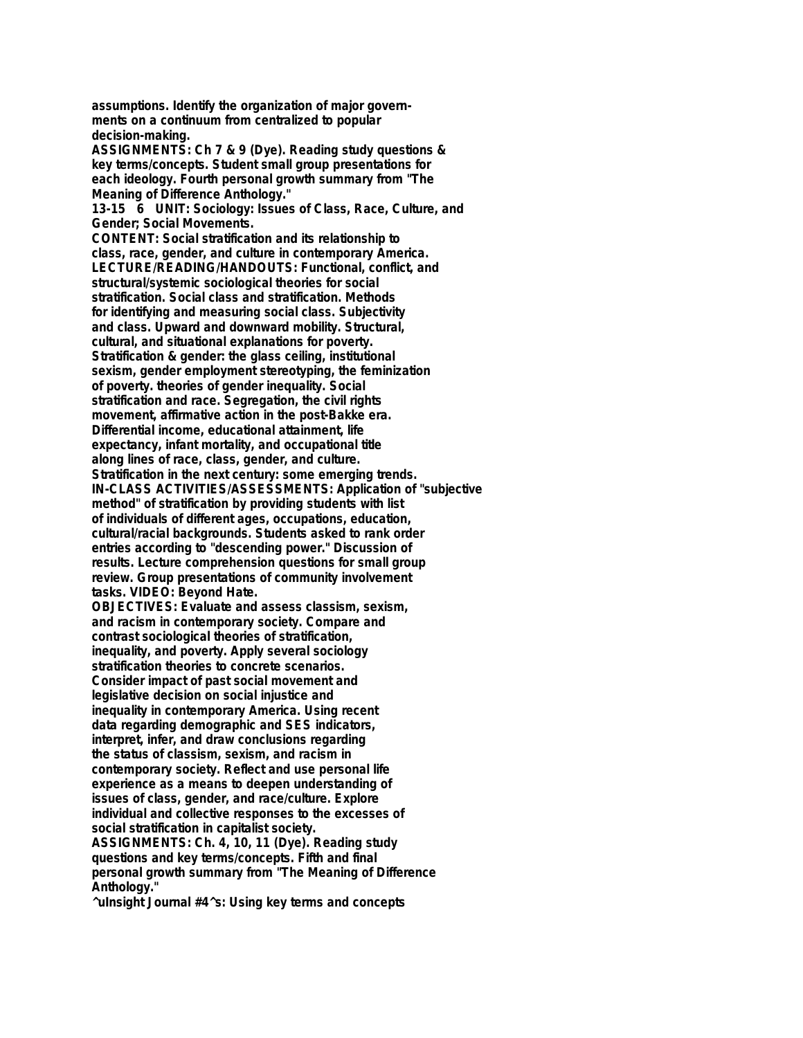assumptions. Identify the organization of major governments on a continuum from centralized to popular decision-making.

ASSIGNMENTS: Ch 7 & 9 (Dye). Reading study questions & key terms/concepts. Student small group presentations for each ideology. Fourth personal growth summary from "The Meaning of Difference Anthology."

13-15 6 UNIT: Sociology: Issues of Class, Race, Culture, and Gender; Social Movements.

CONTENT: Social stratification and its relationship to class, race, gender, and culture in contemporary America.

LECTURE/READING/HANDOUTS: Functional, conflict, and structural/systemic sociological theories for social stratification. Social class and stratification. Methods for identifying and measuring social class. Subjectivity and class. Upward and downward mobility. Structural, cultural, and situational explanations for poverty. Stratification & gender: the glass ceiling, institutional sexism, gender employment stereotyping, the feminization of poverty. theories of gender inequality. Social stratification and race. Segregation, the civil rights movement, affirmative action in the post-Bakke era. Differential income, educational attainment, life expectancy, infant mortality, and occupational title along lines of race, class, gender, and culture. Stratification in the next century: some emerging trends.

IN-CLASS ACTIVITIES/ASSESSMENTS: Application of "subjective method" of stratification by providing students with list of individuals of different ages, occupations, education, cultural/racial backgrounds. Students asked to rank order entries according to "descending power." Discussion of results. Lecture comprehension questions for small group review. Group presentations of community involvement tasks. VIDEO: Beyond Hate.

OBJECTIVES: Evaluate and assess classism, sexism, and racism in contemporary society. Compare and contrast sociological theories of stratification, inequality, and poverty. Apply several sociology stratification theories to concrete scenarios. Consider impact of past social movement and legislative decision on social injustice and inequality in contemporary America. Using recent data regarding demographic and SES indicators, interpret, infer, and draw conclusions regarding the status of classism, sexism, and racism in contemporary society. Reflect and use personal life experience as a means to deepen understanding of issues of class, gender, and race/culture. Explore individual and collective responses to the excesses of social stratification in capitalist society.

ASSIGNMENTS: Ch. 4, 10, 11 (Dye). Reading study questions and key terms/concepts. Fifth and final personal growth summary from "The Meaning of Difference Anthology."

^uInsight Journal #4^s: Using key terms and concepts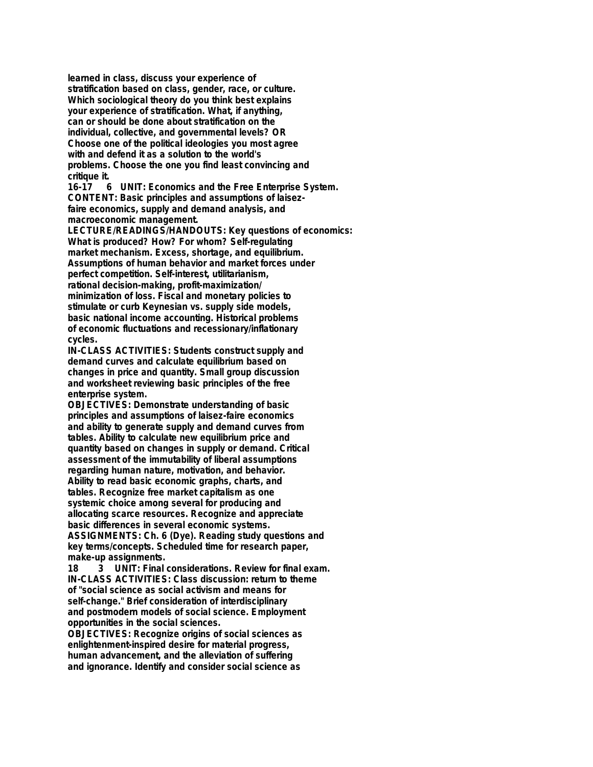**learned in class, discuss your experience of stratification based on class, gender, race, or culture. Which sociological theory do you think best explains your experience of stratification. What, if anything, can or should be done about stratification on the individual, collective, and governmental levels? OR Choose one of the political ideologies you most agree with and defend it as a solution to the world's problems. Choose the one you find least convincing and critique it.**

**16-17 6 UNIT: Economics and the Free Enterprise System.**
**CONTENT: Basic principles and assumptions of laisez-faire economics, supply and demand analysis, and macroeconomic management.**
**LECTURE/READINGS/HANDOUTS: Key questions of economics: What is produced? How? For whom? Self-regulating market mechanism. Excess, shortage, and equilibrium. Assumptions of human behavior and market forces under perfect competition. Self-interest, utilitarianism, rational decision-making, profit-maximization/ minimization of loss. Fiscal and monetary policies to stimulate or curb Keynesian vs. supply side models, basic national income accounting. Historical problems of economic fluctuations and recessionary/inflationary cycles.**
**IN-CLASS ACTIVITIES: Students construct supply and demand curves and calculate equilibrium based on changes in price and quantity. Small group discussion and worksheet reviewing basic principles of the free enterprise system.**
**OBJECTIVES: Demonstrate understanding of basic principles and assumptions of laisez-faire economics and ability to generate supply and demand curves from tables. Ability to calculate new equilibrium price and quantity based on changes in supply or demand. Critical assessment of the immutability of liberal assumptions regarding human nature, motivation, and behavior. Ability to read basic economic graphs, charts, and tables. Recognize free market capitalism as one systemic choice among several for producing and allocating scarce resources. Recognize and appreciate basic differences in several economic systems.**
**ASSIGNMENTS: Ch. 6 (Dye). Reading study questions and key terms/concepts. Scheduled time for research paper, make-up assignments.**

**18 3 UNIT: Final considerations. Review for final exam.**
**IN-CLASS ACTIVITIES: Class discussion: return to theme of "social science as social activism and means for self-change." Brief consideration of interdisciplinary and postmodern models of social science. Employment opportunities in the social sciences.**
**OBJECTIVES: Recognize origins of social sciences as enlightenment-inspired desire for material progress, human advancement, and the alleviation of suffering and ignorance. Identify and consider social science as**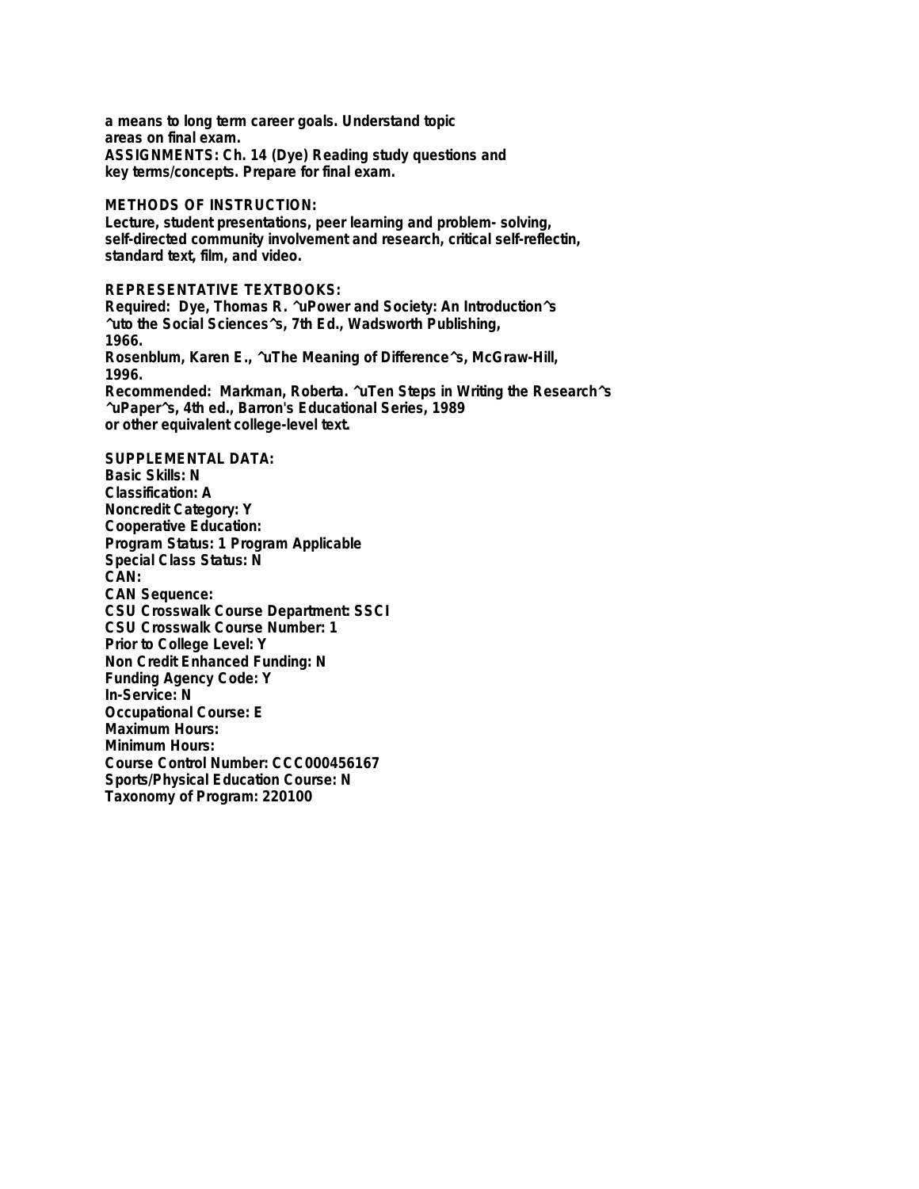a means to long term career goals. Understand topic
areas on final exam.
ASSIGNMENTS: Ch. 14 (Dye) Reading study questions and
key terms/concepts. Prepare for final exam.

**METHODS OF INSTRUCTION:**
Lecture, student presentations, peer learning and problem- solving,
self-directed community involvement and research, critical self-reflectin,
standard text, film, and video.

**REPRESENTATIVE TEXTBOOKS:**
Required: Dye, Thomas R. ^uPower and Society: An Introduction^s
^uto the Social Sciences^s, 7th Ed., Wadsworth Publishing,
1966.
Rosenblum, Karen E., ^uThe Meaning of Difference^s, McGraw-Hill,
1996.
Recommended: Markman, Roberta. ^uTen Steps in Writing the Research^s
^uPaper^s, 4th ed., Barron's Educational Series, 1989
or other equivalent college-level text.

**SUPPLEMENTAL DATA:**
Basic Skills: N
Classification: A
Noncredit Category: Y
Cooperative Education:
Program Status: 1 Program Applicable
Special Class Status: N
CAN:
CAN Sequence:
CSU Crosswalk Course Department: SSCI
CSU Crosswalk Course Number: 1
Prior to College Level: Y
Non Credit Enhanced Funding: N
Funding Agency Code: Y
In-Service: N
Occupational Course: E
Maximum Hours:
Minimum Hours:
Course Control Number: CCC000456167
Sports/Physical Education Course: N
Taxonomy of Program: 220100